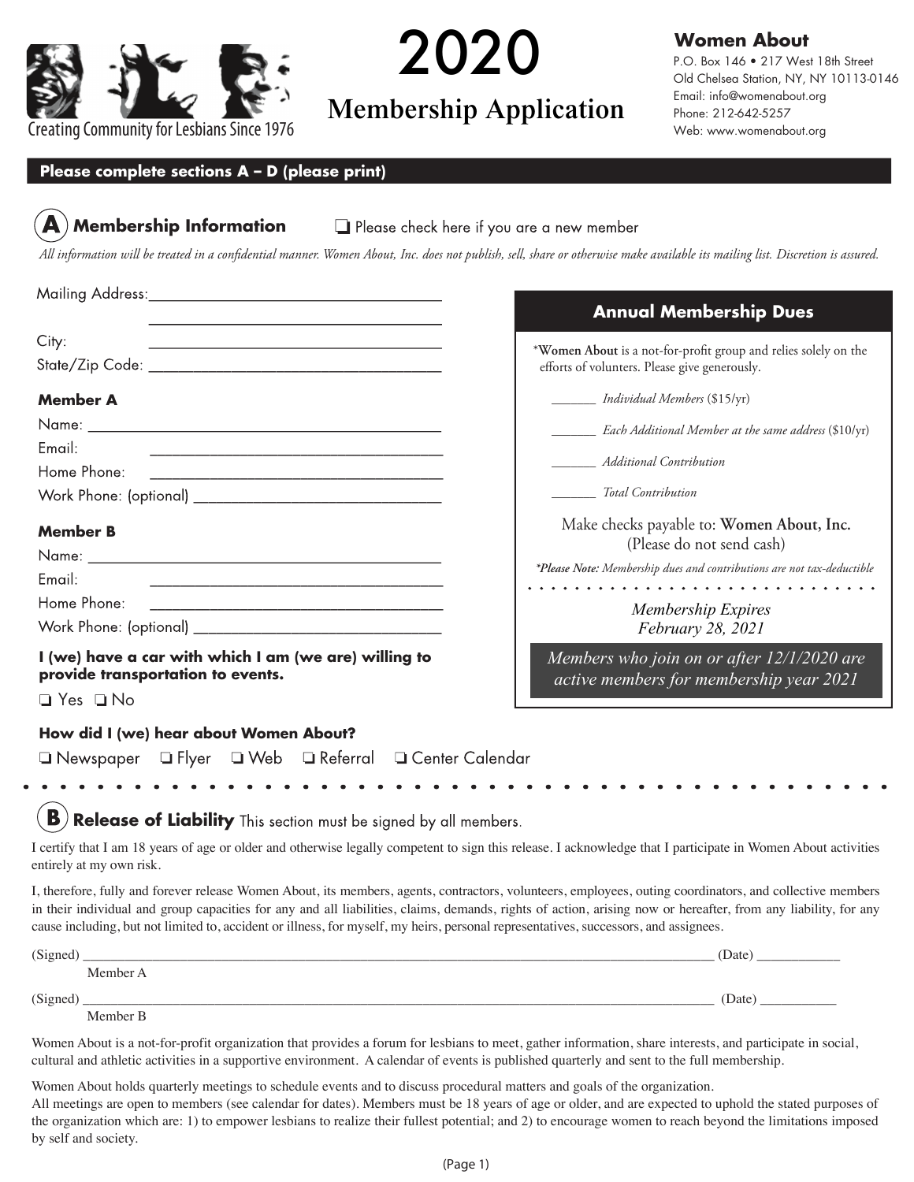Creating Community for Lesbians Since 1976

# 2020 Membership Application

**Women About**
P.O. Box 146 • 217 West 18th Street
Old Chelsea Station, NY, NY 10113-0146
Email: info@womenabout.org
Phone: 212-642-5257
Web: www.womenabout.org

**Please complete sections A – D (please print)**

## A Membership Information

❑ Please check here if you are a new member

*All information will be treated in a confidential manner. Women About, Inc. does not publish, sell, share or otherwise make available its mailing list. Discretion is assured.*

Mailing Address: ____________________________________
____________________________________
City: ____________________________________
State/Zip Code: ____________________________________

**Member A**

Name: ____________________________________
Email: ____________________________________
Home Phone: ____________________________________
Work Phone: (optional) ____________________________________

**Member B**

Name: ____________________________________
Email: ____________________________________
Home Phone: ____________________________________
Work Phone: (optional) ____________________________________

**I (we) have a car with which I am (we are) willing to provide transportation to events.**

❑ Yes ❑ No

**How did I (we) hear about Women About?**

❑ Newspaper ❑ Flyer ❑ Web ❑ Referral ❑ Center Calendar

### Annual Membership Dues

\***Women About** is a not-for-profit group and relies solely on the efforts of volunteers. Please give generously.

_______ *Individual Members* ($15/yr)

_______ *Each Additional Member at the same address* ($10/yr)

_______ *Additional Contribution*

_______ *Total Contribution*

Make checks payable to: **Women About, Inc.**
(Please do not send cash)

***Please Note:** Membership dues and contributions are not tax-deductible*

*Membership Expires February 28, 2021*

*Members who join on or after 12/1/2020 are active members for membership year 2021*

## B Release of Liability

This section must be signed by all members.

I certify that I am 18 years of age or older and otherwise legally competent to sign this release. I acknowledge that I participate in Women About activities entirely at my own risk.

I, therefore, fully and forever release Women About, its members, agents, contractors, volunteers, employees, outing coordinators, and collective members in their individual and group capacities for any and all liabilities, claims, demands, rights of action, arising now or hereafter, from any liability, for any cause including, but not limited to, accident or illness, for myself, my heirs, personal representatives, successors, and assignees.

(Signed) ____________________________________ (Date) ____________
Member A

(Signed) ____________________________________ (Date) ____________
Member B

Women About is a not-for-profit organization that provides a forum for lesbians to meet, gather information, share interests, and participate in social, cultural and athletic activities in a supportive environment. A calendar of events is published quarterly and sent to the full membership.

Women About holds quarterly meetings to schedule events and to discuss procedural matters and goals of the organization.
All meetings are open to members (see calendar for dates). Members must be 18 years of age or older, and are expected to uphold the stated purposes of the organization which are: 1) to empower lesbians to realize their fullest potential; and 2) to encourage women to reach beyond the limitations imposed by self and society.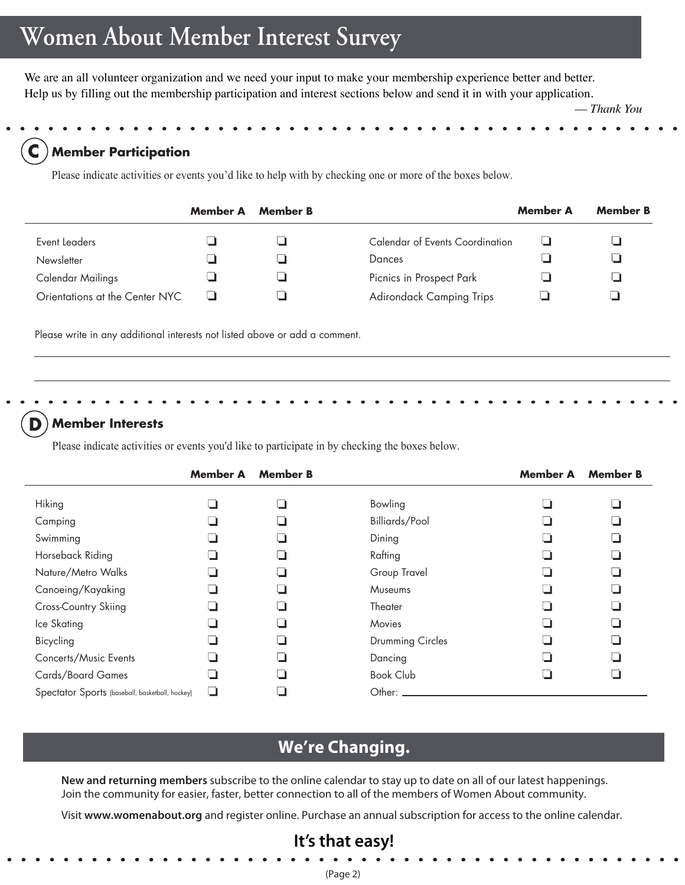# Women About Member Interest Survey

We are an all volunteer organization and we need your input to make your membership experience better and better. Help us by filling out the membership participation and interest sections below and send it in with your application.

*— Thank You*

## C Member Participation

Please indicate activities or events you'd like to help with by checking one or more of the boxes below.

| | Member A | Member B | | Member A | Member B |
|---|---|---|---|---|---|
| Event Leaders | ❏ | ❏ | Calendar of Events Coordination | ❏ | ❏ |
| Newsletter | ❏ | ❏ | Dances | ❏ | ❏ |
| Calendar Mailings | ❏ | ❏ | Picnics in Prospect Park | ❏ | ❏ |
| Orientations at the Center NYC | ❏ | ❏ | Adirondack Camping Trips | ❏ | ❏ |

Please write in any additional interests not listed above or add a comment.

______________________________________________________________________

______________________________________________________________________

## D Member Interests

Please indicate activities or events you'd like to participate in by checking the boxes below.

| | Member A | Member B | | Member A | Member B |
|---|---|---|---|---|---|
| Hiking | ❏ | ❏ | Bowling | ❏ | ❏ |
| Camping | ❏ | ❏ | Billiards/Pool | ❏ | ❏ |
| Swimming | ❏ | ❏ | Dining | ❏ | ❏ |
| Horseback Riding | ❏ | ❏ | Rafting | ❏ | ❏ |
| Nature/Metro Walks | ❏ | ❏ | Group Travel | ❏ | ❏ |
| Canoeing/Kayaking | ❏ | ❏ | Museums | ❏ | ❏ |
| Cross-Country Skiing | ❏ | ❏ | Theater | ❏ | ❏ |
| Ice Skating | ❏ | ❏ | Movies | ❏ | ❏ |
| Bicycling | ❏ | ❏ | Drumming Circles | ❏ | ❏ |
| Concerts/Music Events | ❏ | ❏ | Dancing | ❏ | ❏ |
| Cards/Board Games | ❏ | ❏ | Book Club | ❏ | ❏ |
| Spectator Sports (baseball, basketball, hockey) | ❏ | ❏ | Other: ____________________ | | |

## We're Changing.

**New and returning members** subscribe to the online calendar to stay up to date on all of our latest happenings. Join the community for easier, faster, better connection to all of the members of Women About community.

Visit **www.womenabout.org** and register online. Purchase an annual subscription for access to the online calendar.

**It's that easy!**